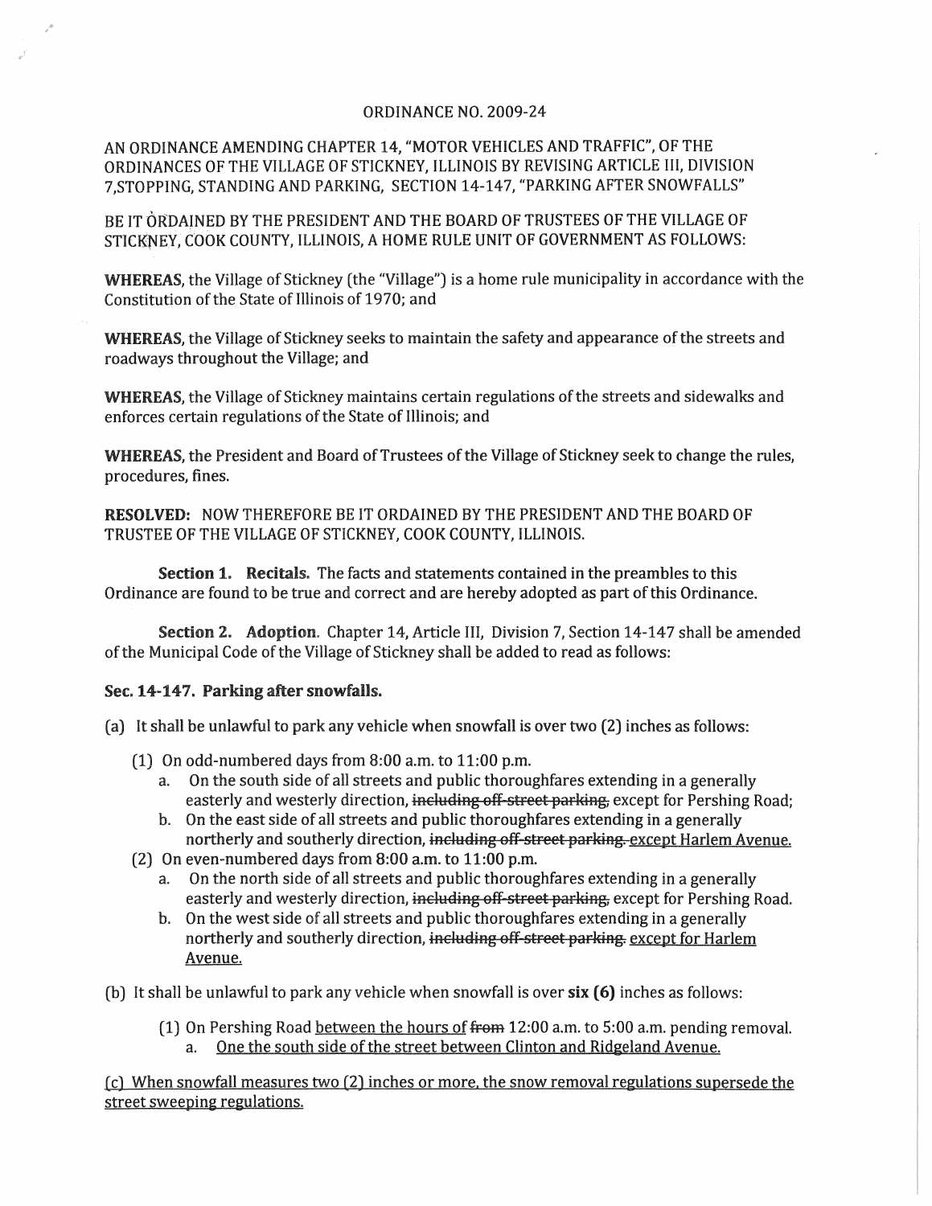ORDINANCE NO. 2009-24

AN ORDINANCE AMENDING CHAPTER 14, "MOTOR VEHICLES AND TRAFFIC", OF THE ORDINANCES OF THE VILLAGE OF STICKNEY, ILLINOIS BY REVISING ARTICLE III, DIVISION 7,STOPPING, STANDING AND PARKING, SECTION 14-147, "PARKING AFTER SNOWFALLS"

BE IT ORDAINED BY THE PRESIDENT AND THE BOARD OF TRUSTEES OF THE VILLAGE OF STICKNEY, COOK COUNTY, ILLINOIS, A HOME RULE UNIT OF GOVERNMENT AS FOLLOWS:

**WHEREAS**, the Village of Stickney (the "Village") is a home rule municipality in accordance with the Constitution of the State of Illinois of 1970; and

**WHEREAS**, the Village of Stickney seeks to maintain the safety and appearance of the streets and roadways throughout the Village; and

**WHEREAS**, the Village of Stickney maintains certain regulations of the streets and sidewalks and enforces certain regulations of the State of Illinois; and

**WHEREAS**, the President and Board of Trustees of the Village of Stickney seek to change the rules, procedures, fines.

**RESOLVED:** NOW THEREFORE BE IT ORDAINED BY THE PRESIDENT AND THE BOARD OF TRUSTEE OF THE VILLAGE OF STICKNEY, COOK COUNTY, ILLINOIS.

**Section 1. Recitals.** The facts and statements contained in the preambles to this Ordinance are found to be true and correct and are hereby adopted as part of this Ordinance.

**Section 2. Adoption**. Chapter 14, Article III, Division 7, Section 14-147 shall be amended of the Municipal Code of the Village of Stickney shall be added to read as follows:

**Sec. 14-147. Parking after snowfalls.**

(a) It shall be unlawful to park any vehicle when snowfall is over two (2) inches as follows:

- (1) On odd-numbered days from 8:00 a.m. to 11:00 p.m.
  - a. On the south side of all streets and public thoroughfares extending in a generally easterly and westerly direction, ~~including off-street parking,~~ except for Pershing Road;
  - b. On the east side of all streets and public thoroughfares extending in a generally northerly and southerly direction, ~~including off-street parking.~~ except Harlem Avenue.
- (2) On even-numbered days from 8:00 a.m. to 11:00 p.m.
  - a. On the north side of all streets and public thoroughfares extending in a generally easterly and westerly direction, ~~including off-street parking,~~ except for Pershing Road.
  - b. On the west side of all streets and public thoroughfares extending in a generally northerly and southerly direction, ~~including off-street parking.~~ except for Harlem Avenue.

(b) It shall be unlawful to park any vehicle when snowfall is over **six (6)** inches as follows:

- (1) On Pershing Road between the hours of ~~from~~ 12:00 a.m. to 5:00 a.m. pending removal.
  - a. One the south side of the street between Clinton and Ridgeland Avenue.

(c) When snowfall measures two (2) inches or more, the snow removal regulations supersede the street sweeping regulations.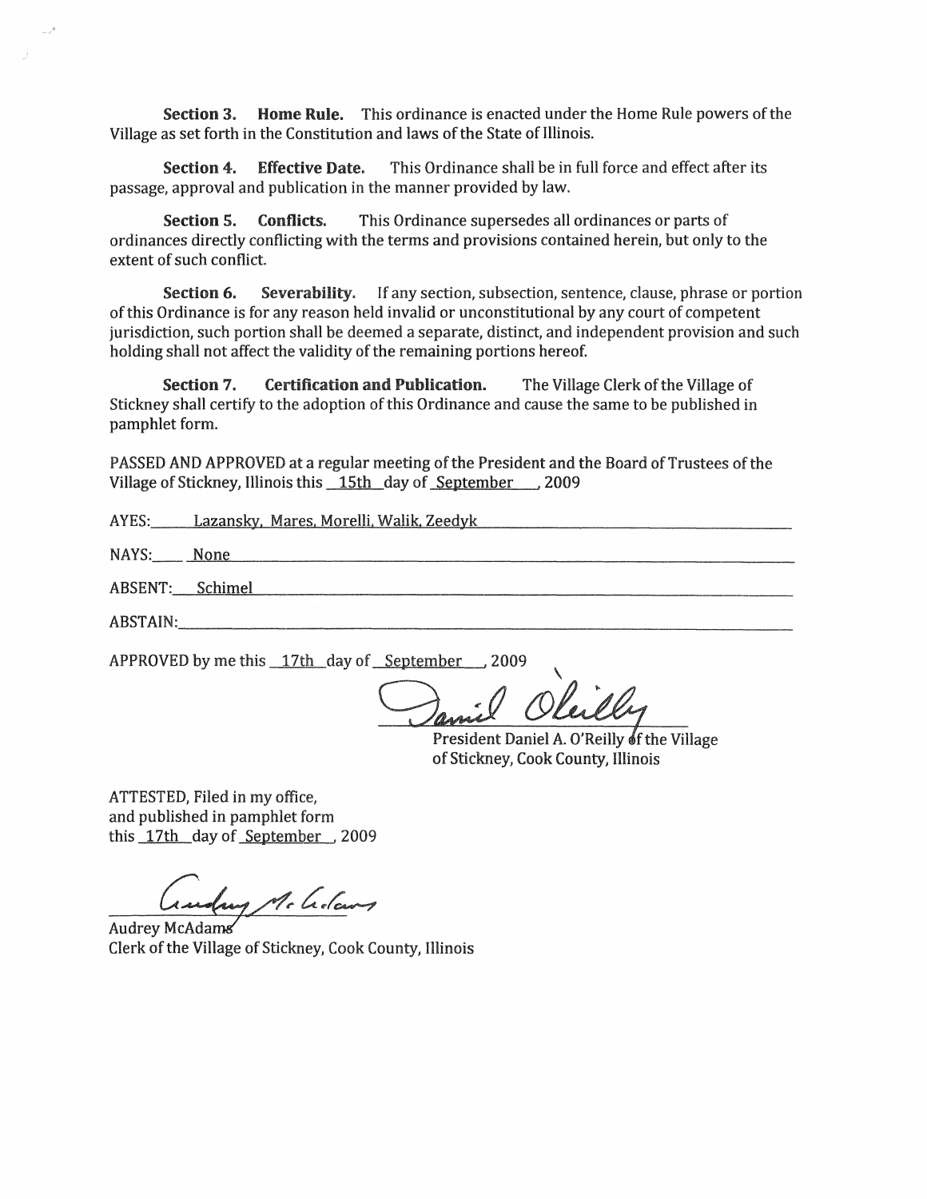**Section 3. Home Rule.** This ordinance is enacted under the Home Rule powers of the Village as set forth in the Constitution and laws of the State of Illinois.

**Section 4. Effective Date.** This Ordinance shall be in full force and effect after its passage, approval and publication in the manner provided by law.

**Section 5. Conflicts.** This Ordinance supersedes all ordinances or parts of ordinances directly conflicting with the terms and provisions contained herein, but only to the extent of such conflict.

**Section 6. Severability.** If any section, subsection, sentence, clause, phrase or portion of this Ordinance is for any reason held invalid or unconstitutional by any court of competent jurisdiction, such portion shall be deemed a separate, distinct, and independent provision and such holding shall not affect the validity of the remaining portions hereof.

**Section 7. Certification and Publication.** The Village Clerk of the Village of Stickney shall certify to the adoption of this Ordinance and cause the same to be published in pamphlet form.

PASSED AND APPROVED at a regular meeting of the President and the Board of Trustees of the Village of Stickney, Illinois this 15th day of September, 2009

AYES: Lazansky, Mares, Morelli, Walik, Zeedyk

NAYS: None

ABSENT: Schimel

ABSTAIN:

APPROVED by me this 17th day of September, 2009

Daniel O'Reilly

President Daniel A. O'Reilly of the Village of Stickney, Cook County, Illinois

ATTESTED, Filed in my office, and published in pamphlet form this 17th day of September, 2009

Audrey McAdams

Audrey McAdams
Clerk of the Village of Stickney, Cook County, Illinois